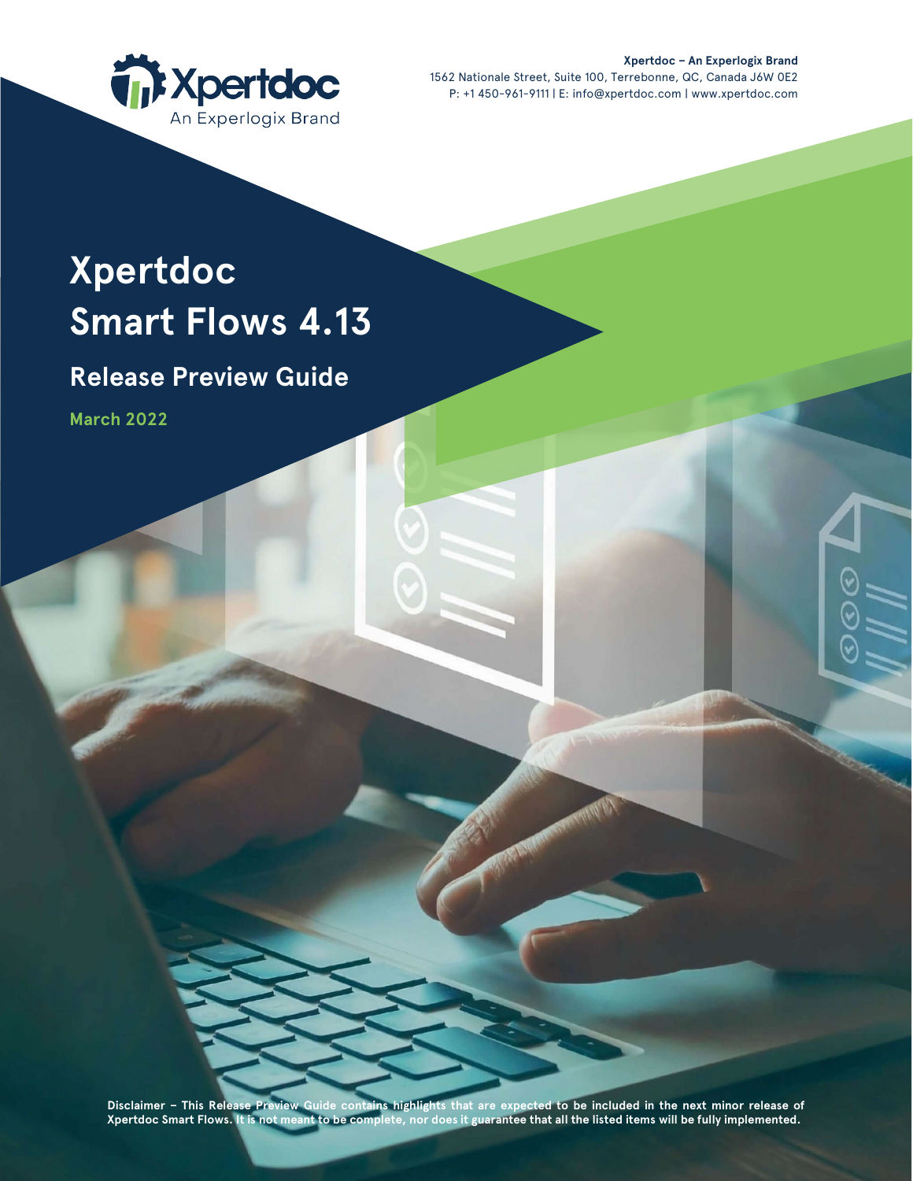**Xpertdoc – An Experlogix Brand**
1562 Nationale Street, Suite 100, Terrebonne, QC, Canada J6W 0E2
P: +1 450-961-9111 | E: info@xpertdoc.com | www.xpertdoc.com

# Xpertdoc Smart Flows 4.13

## Release Preview Guide

**March 2022**

**Disclaimer – This Release Preview Guide contains highlights that are expected to be included in the next minor release of Xpertdoc Smart Flows. It is not meant to be complete, nor does it guarantee that all the listed items will be fully implemented.**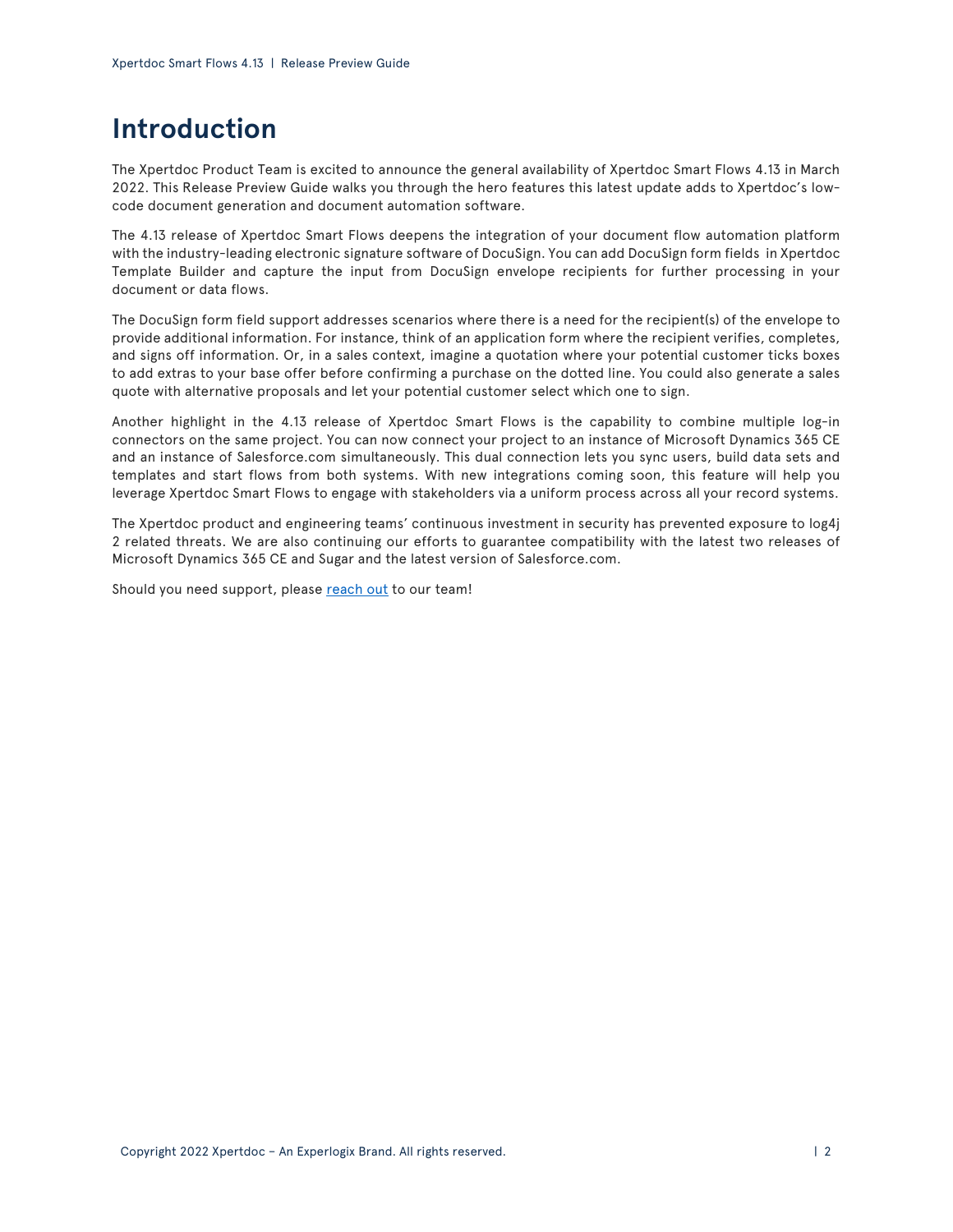# Introduction

The Xpertdoc Product Team is excited to announce the general availability of Xpertdoc Smart Flows 4.13 in March 2022. This Release Preview Guide walks you through the hero features this latest update adds to Xpertdoc's low-code document generation and document automation software.

The 4.13 release of Xpertdoc Smart Flows deepens the integration of your document flow automation platform with the industry-leading electronic signature software of DocuSign. You can add DocuSign form fields in Xpertdoc Template Builder and capture the input from DocuSign envelope recipients for further processing in your document or data flows.

The DocuSign form field support addresses scenarios where there is a need for the recipient(s) of the envelope to provide additional information. For instance, think of an application form where the recipient verifies, completes, and signs off information. Or, in a sales context, imagine a quotation where your potential customer ticks boxes to add extras to your base offer before confirming a purchase on the dotted line. You could also generate a sales quote with alternative proposals and let your potential customer select which one to sign.

Another highlight in the 4.13 release of Xpertdoc Smart Flows is the capability to combine multiple log-in connectors on the same project. You can now connect your project to an instance of Microsoft Dynamics 365 CE and an instance of Salesforce.com simultaneously. This dual connection lets you sync users, build data sets and templates and start flows from both systems. With new integrations coming soon, this feature will help you leverage Xpertdoc Smart Flows to engage with stakeholders via a uniform process across all your record systems.

The Xpertdoc product and engineering teams' continuous investment in security has prevented exposure to log4j 2 related threats. We are also continuing our efforts to guarantee compatibility with the latest two releases of Microsoft Dynamics 365 CE and Sugar and the latest version of Salesforce.com.

Should you need support, please [reach out](#) to our team!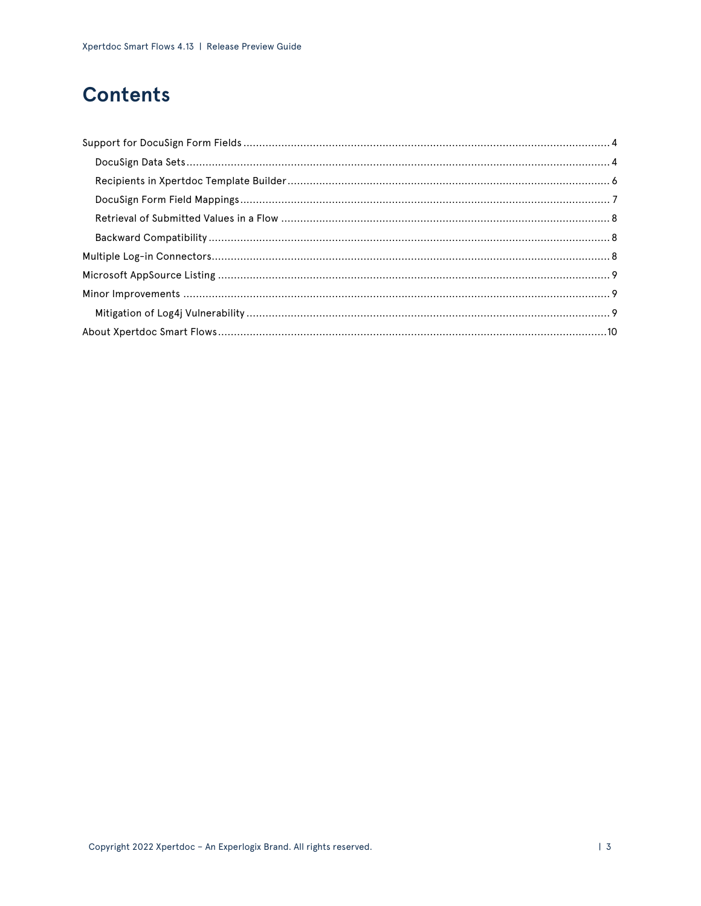# Contents

Support for DocuSign Form Fields ........................................................................................................ 4

  DocuSign Data Sets ........................................................................................................ 4

  Recipients in Xpertdoc Template Builder ........................................................................................................ 6

  DocuSign Form Field Mappings ........................................................................................................ 7

  Retrieval of Submitted Values in a Flow ........................................................................................................ 8

  Backward Compatibility ........................................................................................................ 8

Multiple Log-in Connectors ........................................................................................................ 8

Microsoft AppSource Listing ........................................................................................................ 9

Minor Improvements ........................................................................................................ 9

  Mitigation of Log4j Vulnerability ........................................................................................................ 9

About Xpertdoc Smart Flows ........................................................................................................ 10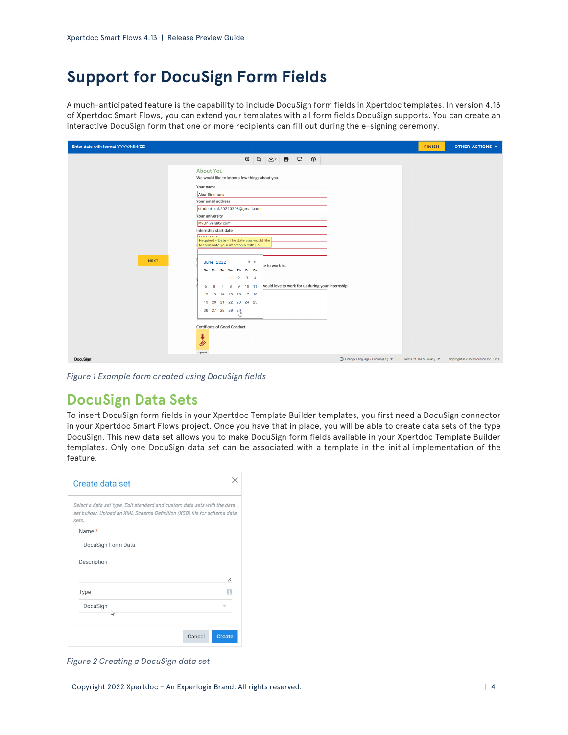# Support for DocuSign Form Fields

A much-anticipated feature is the capability to include DocuSign form fields in Xpertdoc templates. In version 4.13 of Xpertdoc Smart Flows, you can extend your templates with all form fields DocuSign supports. You can create an interactive DocuSign form that one or more recipients can fill out during the e-signing ceremony.

*Figure 1 Example form created using DocuSign fields*

## DocuSign Data Sets

To insert DocuSign form fields in your Xpertdoc Template Builder templates, you first need a DocuSign connector in your Xpertdoc Smart Flows project. Once you have that in place, you will be able to create data sets of the type DocuSign. This new data set allows you to make DocuSign form fields available in your Xpertdoc Template Builder templates. Only one DocuSign data set can be associated with a template in the initial implementation of the feature.

*Figure 2 Creating a DocuSign data set*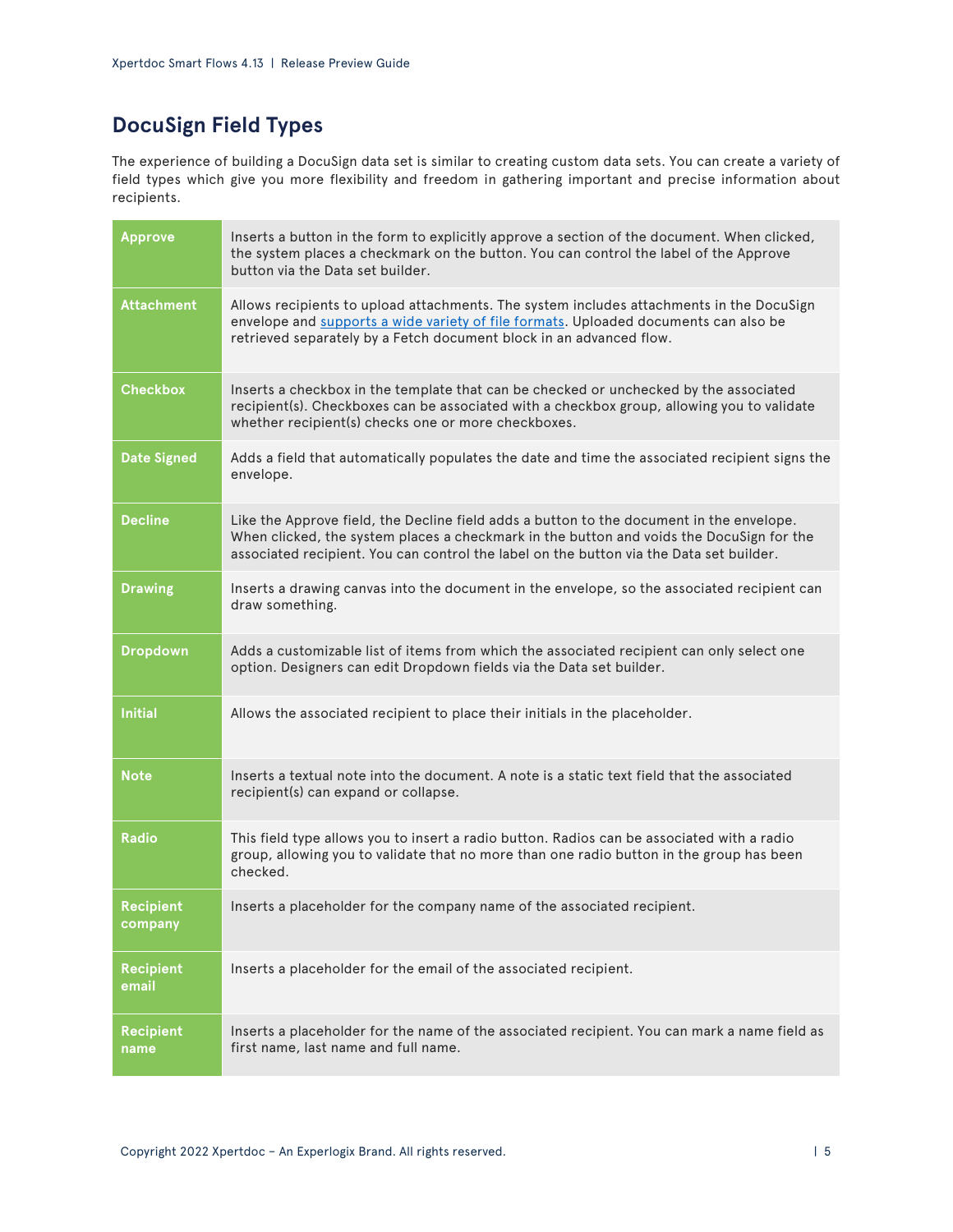## DocuSign Field Types

The experience of building a DocuSign data set is similar to creating custom data sets. You can create a variety of field types which give you more flexibility and freedom in gathering important and precise information about recipients.

| | |
|---|---|
| **Approve** | Inserts a button in the form to explicitly approve a section of the document. When clicked, the system places a checkmark on the button. You can control the label of the Approve button via the Data set builder. |
| **Attachment** | Allows recipients to upload attachments. The system includes attachments in the DocuSign envelope and supports a wide variety of file formats. Uploaded documents can also be retrieved separately by a Fetch document block in an advanced flow. |
| **Checkbox** | Inserts a checkbox in the template that can be checked or unchecked by the associated recipient(s). Checkboxes can be associated with a checkbox group, allowing you to validate whether recipient(s) checks one or more checkboxes. |
| **Date Signed** | Adds a field that automatically populates the date and time the associated recipient signs the envelope. |
| **Decline** | Like the Approve field, the Decline field adds a button to the document in the envelope. When clicked, the system places a checkmark in the button and voids the DocuSign for the associated recipient. You can control the label on the button via the Data set builder. |
| **Drawing** | Inserts a drawing canvas into the document in the envelope, so the associated recipient can draw something. |
| **Dropdown** | Adds a customizable list of items from which the associated recipient can only select one option. Designers can edit Dropdown fields via the Data set builder. |
| **Initial** | Allows the associated recipient to place their initials in the placeholder. |
| **Note** | Inserts a textual note into the document. A note is a static text field that the associated recipient(s) can expand or collapse. |
| **Radio** | This field type allows you to insert a radio button. Radios can be associated with a radio group, allowing you to validate that no more than one radio button in the group has been checked. |
| **Recipient company** | Inserts a placeholder for the company name of the associated recipient. |
| **Recipient email** | Inserts a placeholder for the email of the associated recipient. |
| **Recipient name** | Inserts a placeholder for the name of the associated recipient. You can mark a name field as first name, last name and full name. |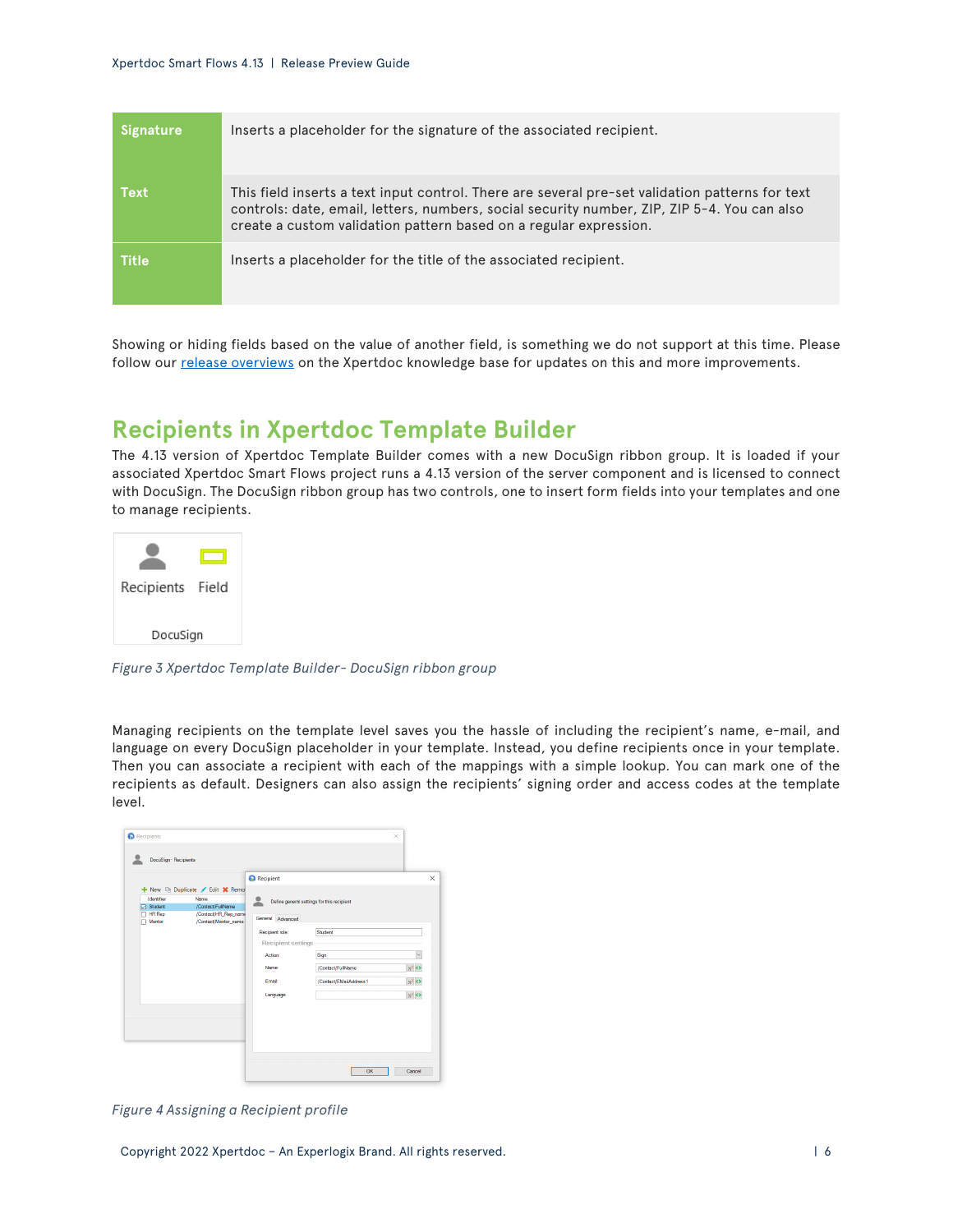| Signature | Inserts a placeholder for the signature of the associated recipient. |
| --- | --- |
| Text | This field inserts a text input control. There are several pre-set validation patterns for text controls: date, email, letters, numbers, social security number, ZIP, ZIP 5-4. You can also create a custom validation pattern based on a regular expression. |
| Title | Inserts a placeholder for the title of the associated recipient. |

Showing or hiding fields based on the value of another field, is something we do not support at this time. Please follow our release overviews on the Xpertdoc knowledge base for updates on this and more improvements.

## Recipients in Xpertdoc Template Builder

The 4.13 version of Xpertdoc Template Builder comes with a new DocuSign ribbon group. It is loaded if your associated Xpertdoc Smart Flows project runs a 4.13 version of the server component and is licensed to connect with DocuSign. The DocuSign ribbon group has two controls, one to insert form fields into your templates and one to manage recipients.

*Figure 3 Xpertdoc Template Builder- DocuSign ribbon group*

Managing recipients on the template level saves you the hassle of including the recipient's name, e-mail, and language on every DocuSign placeholder in your template. Instead, you define recipients once in your template. Then you can associate a recipient with each of the mappings with a simple lookup. You can mark one of the recipients as default. Designers can also assign the recipients' signing order and access codes at the template level.

*Figure 4 Assigning a Recipient profile*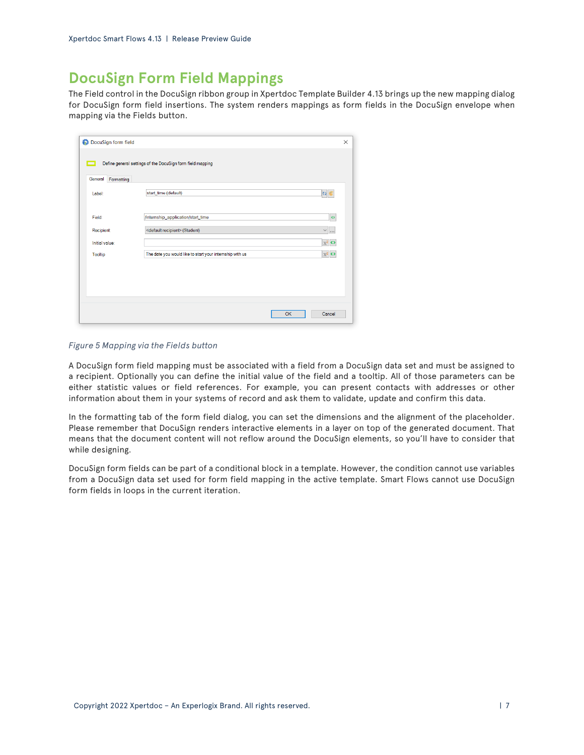# DocuSign Form Field Mappings

The Field control in the DocuSign ribbon group in Xpertdoc Template Builder 4.13 brings up the new mapping dialog for DocuSign form field insertions. The system renders mappings as form fields in the DocuSign envelope when mapping via the Fields button.

*Figure 5 Mapping via the Fields button*

A DocuSign form field mapping must be associated with a field from a DocuSign data set and must be assigned to a recipient. Optionally you can define the initial value of the field and a tooltip. All of those parameters can be either statistic values or field references. For example, you can present contacts with addresses or other information about them in your systems of record and ask them to validate, update and confirm this data.

In the formatting tab of the form field dialog, you can set the dimensions and the alignment of the placeholder. Please remember that DocuSign renders interactive elements in a layer on top of the generated document. That means that the document content will not reflow around the DocuSign elements, so you'll have to consider that while designing.

DocuSign form fields can be part of a conditional block in a template. However, the condition cannot use variables from a DocuSign data set used for form field mapping in the active template. Smart Flows cannot use DocuSign form fields in loops in the current iteration.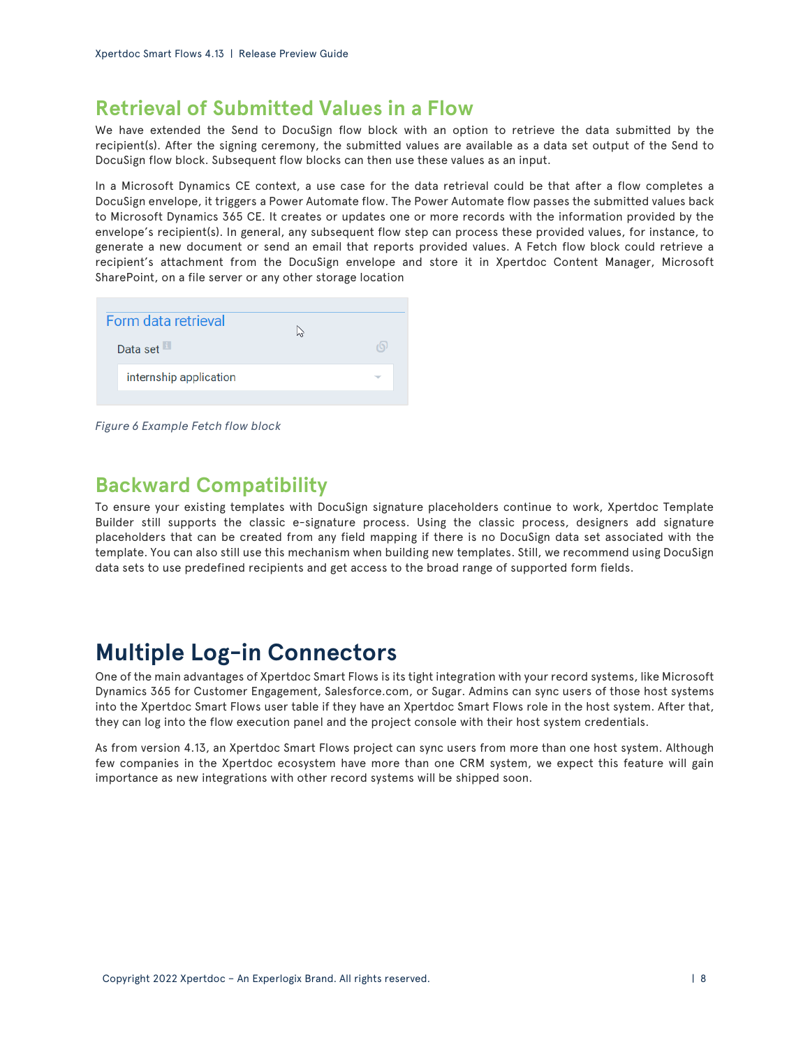## Retrieval of Submitted Values in a Flow

We have extended the Send to DocuSign flow block with an option to retrieve the data submitted by the recipient(s). After the signing ceremony, the submitted values are available as a data set output of the Send to DocuSign flow block. Subsequent flow blocks can then use these values as an input.

In a Microsoft Dynamics CE context, a use case for the data retrieval could be that after a flow completes a DocuSign envelope, it triggers a Power Automate flow. The Power Automate flow passes the submitted values back to Microsoft Dynamics 365 CE. It creates or updates one or more records with the information provided by the envelope's recipient(s). In general, any subsequent flow step can process these provided values, for instance, to generate a new document or send an email that reports provided values. A Fetch flow block could retrieve a recipient's attachment from the DocuSign envelope and store it in Xpertdoc Content Manager, Microsoft SharePoint, on a file server or any other storage location

*Figure 6 Example Fetch flow block*

## Backward Compatibility

To ensure your existing templates with DocuSign signature placeholders continue to work, Xpertdoc Template Builder still supports the classic e-signature process. Using the classic process, designers add signature placeholders that can be created from any field mapping if there is no DocuSign data set associated with the template. You can also still use this mechanism when building new templates. Still, we recommend using DocuSign data sets to use predefined recipients and get access to the broad range of supported form fields.

# Multiple Log-in Connectors

One of the main advantages of Xpertdoc Smart Flows is its tight integration with your record systems, like Microsoft Dynamics 365 for Customer Engagement, Salesforce.com, or Sugar. Admins can sync users of those host systems into the Xpertdoc Smart Flows user table if they have an Xpertdoc Smart Flows role in the host system. After that, they can log into the flow execution panel and the project console with their host system credentials.

As from version 4.13, an Xpertdoc Smart Flows project can sync users from more than one host system. Although few companies in the Xpertdoc ecosystem have more than one CRM system, we expect this feature will gain importance as new integrations with other record systems will be shipped soon.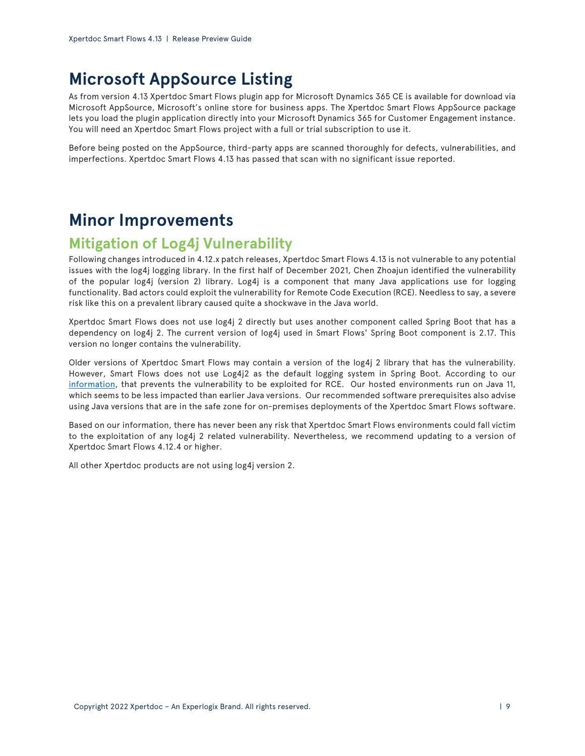# Microsoft AppSource Listing

As from version 4.13 Xpertdoc Smart Flows plugin app for Microsoft Dynamics 365 CE is available for download via Microsoft AppSource, Microsoft's online store for business apps. The Xpertdoc Smart Flows AppSource package lets you load the plugin application directly into your Microsoft Dynamics 365 for Customer Engagement instance. You will need an Xpertdoc Smart Flows project with a full or trial subscription to use it.

Before being posted on the AppSource, third-party apps are scanned thoroughly for defects, vulnerabilities, and imperfections. Xpertdoc Smart Flows 4.13 has passed that scan with no significant issue reported.

# Minor Improvements

## Mitigation of Log4j Vulnerability

Following changes introduced in 4.12.x patch releases, Xpertdoc Smart Flows 4.13 is not vulnerable to any potential issues with the log4j logging library. In the first half of December 2021, Chen Zhoajun identified the vulnerability of the popular log4j (version 2) library. Log4j is a component that many Java applications use for logging functionality. Bad actors could exploit the vulnerability for Remote Code Execution (RCE). Needless to say, a severe risk like this on a prevalent library caused quite a shockwave in the Java world.

Xpertdoc Smart Flows does not use log4j 2 directly but uses another component called Spring Boot that has a dependency on log4j 2. The current version of log4j used in Smart Flows' Spring Boot component is 2.17. This version no longer contains the vulnerability.

Older versions of Xpertdoc Smart Flows may contain a version of the log4j 2 library that has the vulnerability. However, Smart Flows does not use Log4j2 as the default logging system in Spring Boot. According to our [information](), that prevents the vulnerability to be exploited for RCE. Our hosted environments run on Java 11, which seems to be less impacted than earlier Java versions. Our recommended software prerequisites also advise using Java versions that are in the safe zone for on-premises deployments of the Xpertdoc Smart Flows software.

Based on our information, there has never been any risk that Xpertdoc Smart Flows environments could fall victim to the exploitation of any log4j 2 related vulnerability. Nevertheless, we recommend updating to a version of Xpertdoc Smart Flows 4.12.4 or higher.

All other Xpertdoc products are not using log4j version 2.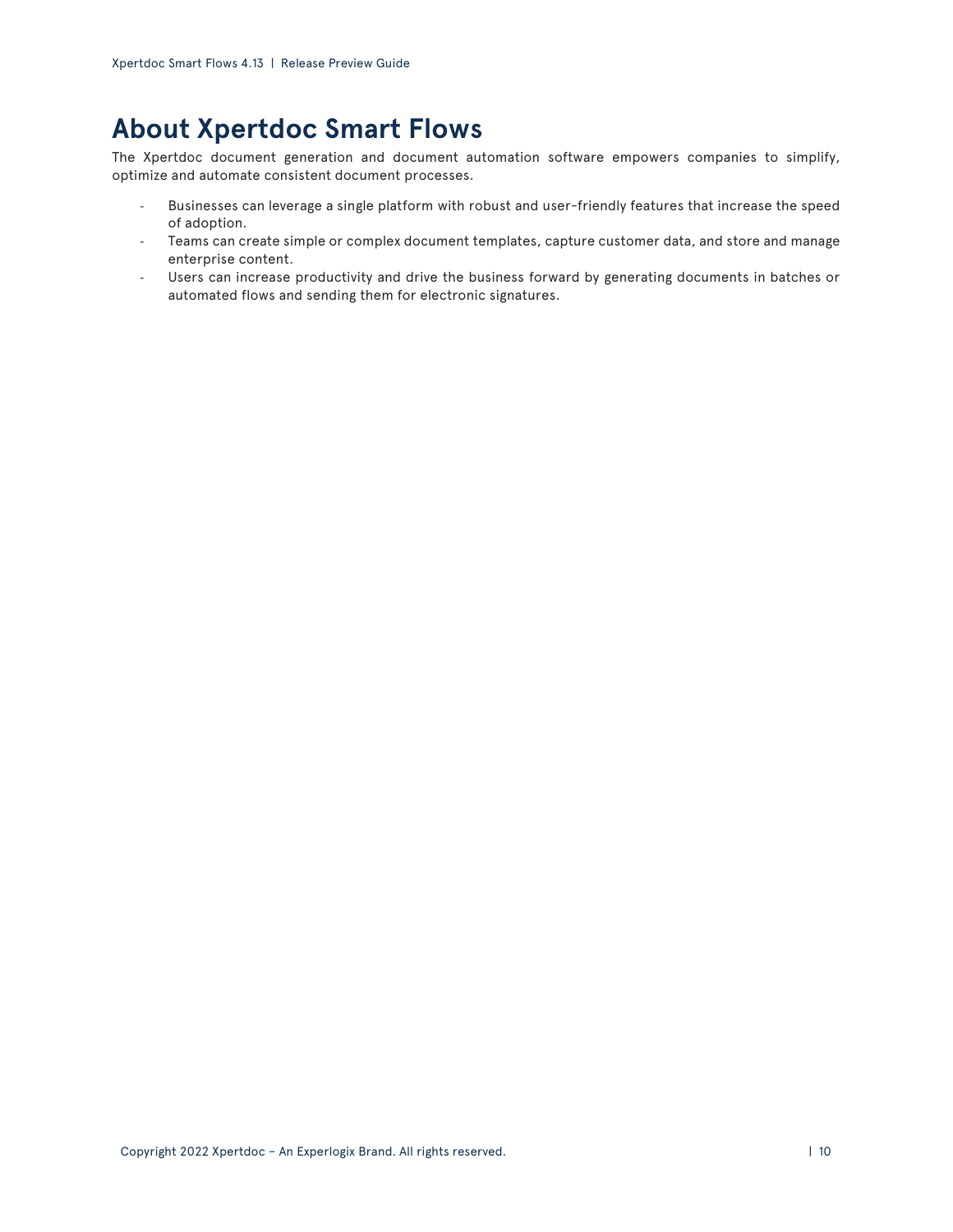# About Xpertdoc Smart Flows

The Xpertdoc document generation and document automation software empowers companies to simplify, optimize and automate consistent document processes.

- Businesses can leverage a single platform with robust and user-friendly features that increase the speed of adoption.
- Teams can create simple or complex document templates, capture customer data, and store and manage enterprise content.
- Users can increase productivity and drive the business forward by generating documents in batches or automated flows and sending them for electronic signatures.